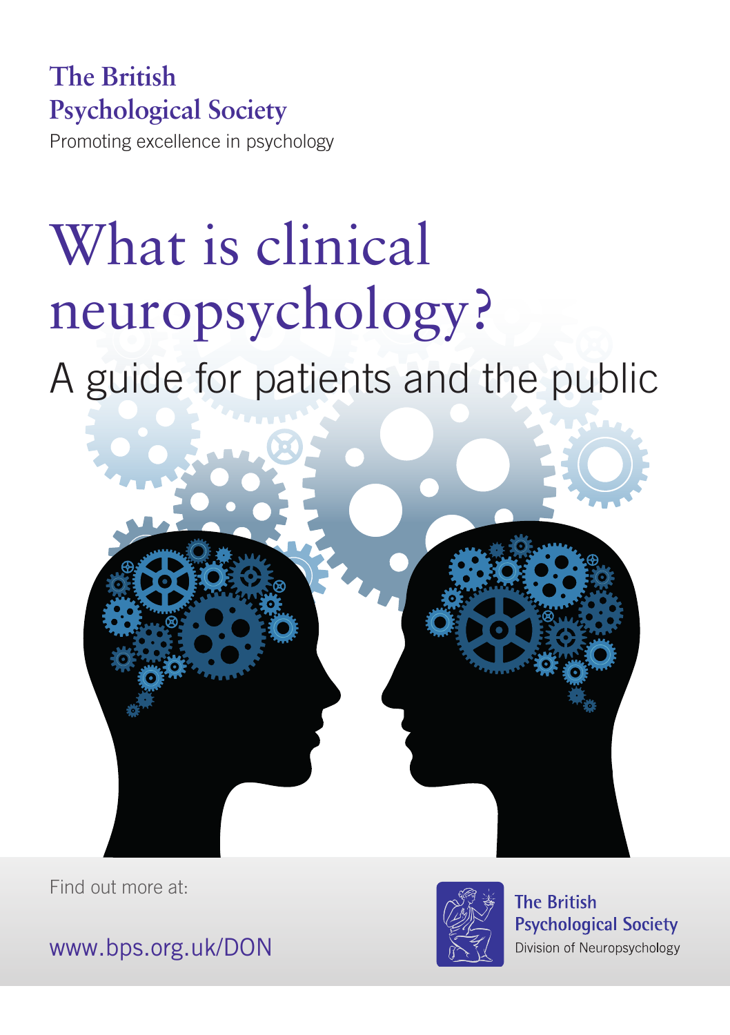The British Psychological Society

Promoting excellence in psychology

# What is clinical neuropsychology?

## A guide for patients and the public

Find out more at:

www.bps.org.uk/DON

The British Psychological Society
Division of Neuropsychology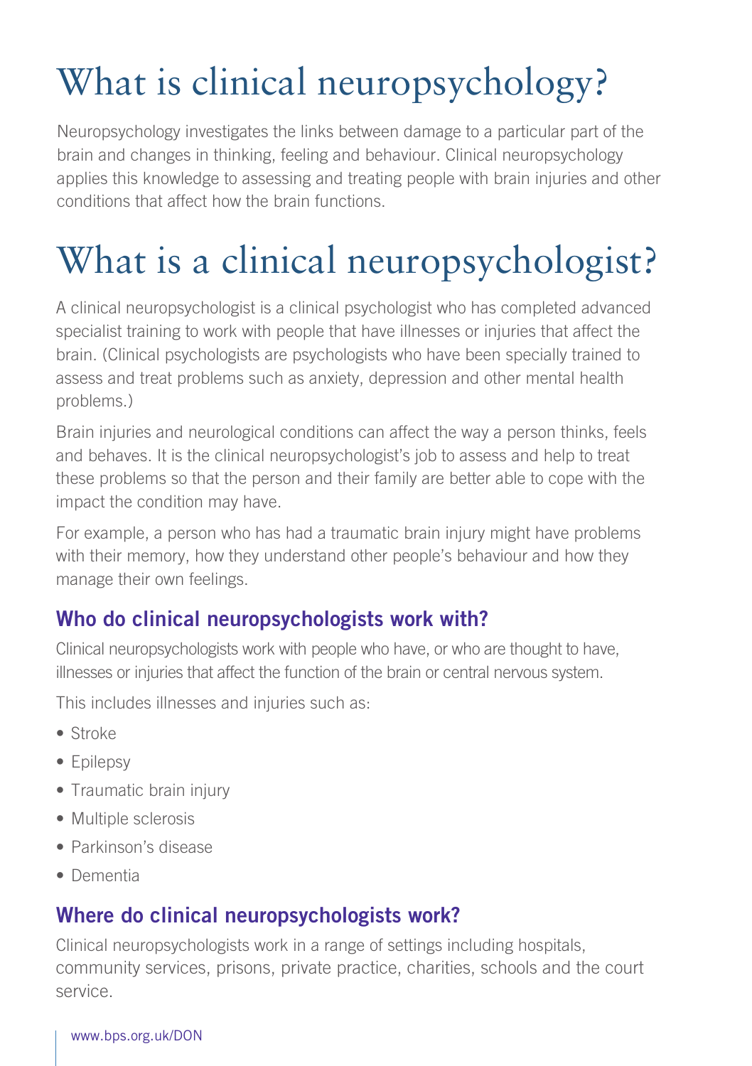# What is clinical neuropsychology?

Neuropsychology investigates the links between damage to a particular part of the brain and changes in thinking, feeling and behaviour. Clinical neuropsychology applies this knowledge to assessing and treating people with brain injuries and other conditions that affect how the brain functions.

# What is a clinical neuropsychologist?

A clinical neuropsychologist is a clinical psychologist who has completed advanced specialist training to work with people that have illnesses or injuries that affect the brain. (Clinical psychologists are psychologists who have been specially trained to assess and treat problems such as anxiety, depression and other mental health problems.)

Brain injuries and neurological conditions can affect the way a person thinks, feels and behaves. It is the clinical neuropsychologist's job to assess and help to treat these problems so that the person and their family are better able to cope with the impact the condition may have.

For example, a person who has had a traumatic brain injury might have problems with their memory, how they understand other people's behaviour and how they manage their own feelings.

## Who do clinical neuropsychologists work with?

Clinical neuropsychologists work with people who have, or who are thought to have, illnesses or injuries that affect the function of the brain or central nervous system.

This includes illnesses and injuries such as:

- Stroke
- Epilepsy
- Traumatic brain injury
- Multiple sclerosis
- Parkinson's disease
- Dementia

## Where do clinical neuropsychologists work?

Clinical neuropsychologists work in a range of settings including hospitals, community services, prisons, private practice, charities, schools and the court service.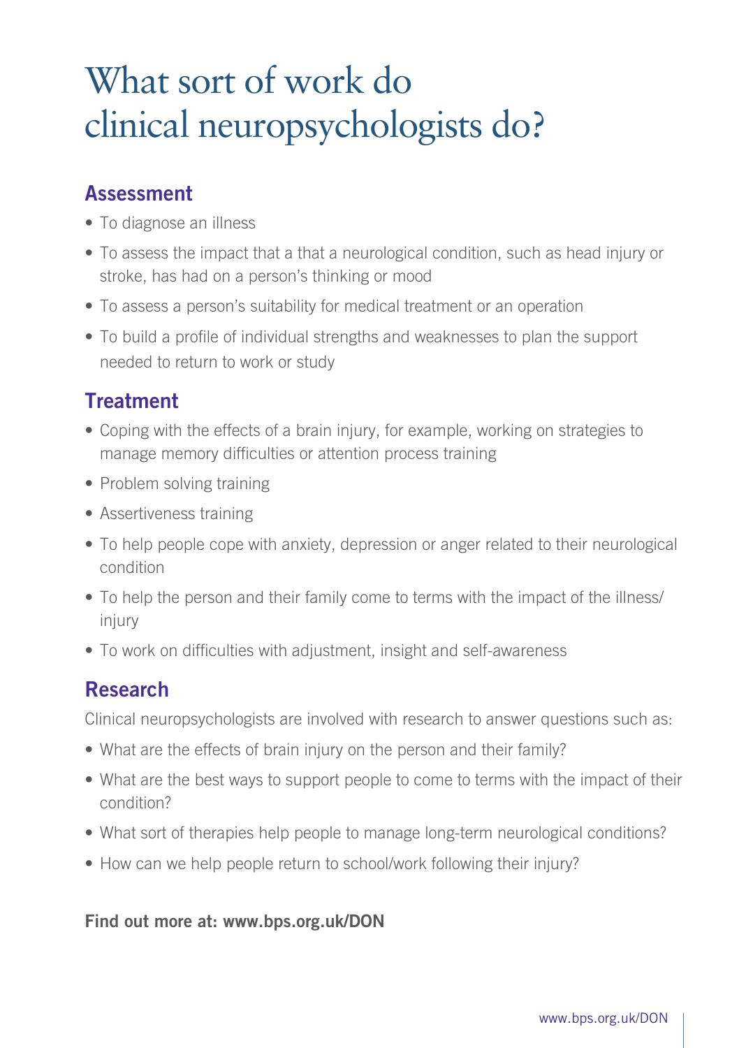# What sort of work do clinical neuropsychologists do?

## Assessment

- To diagnose an illness
- To assess the impact that a that a neurological condition, such as head injury or stroke, has had on a person's thinking or mood
- To assess a person's suitability for medical treatment or an operation
- To build a profile of individual strengths and weaknesses to plan the support needed to return to work or study

## Treatment

- Coping with the effects of a brain injury, for example, working on strategies to manage memory difficulties or attention process training
- Problem solving training
- Assertiveness training
- To help people cope with anxiety, depression or anger related to their neurological condition
- To help the person and their family come to terms with the impact of the illness/ injury
- To work on difficulties with adjustment, insight and self-awareness

## Research

Clinical neuropsychologists are involved with research to answer questions such as:

- What are the effects of brain injury on the person and their family?
- What are the best ways to support people to come to terms with the impact of their condition?
- What sort of therapies help people to manage long-term neurological conditions?
- How can we help people return to school/work following their injury?

**Find out more at: www.bps.org.uk/DON**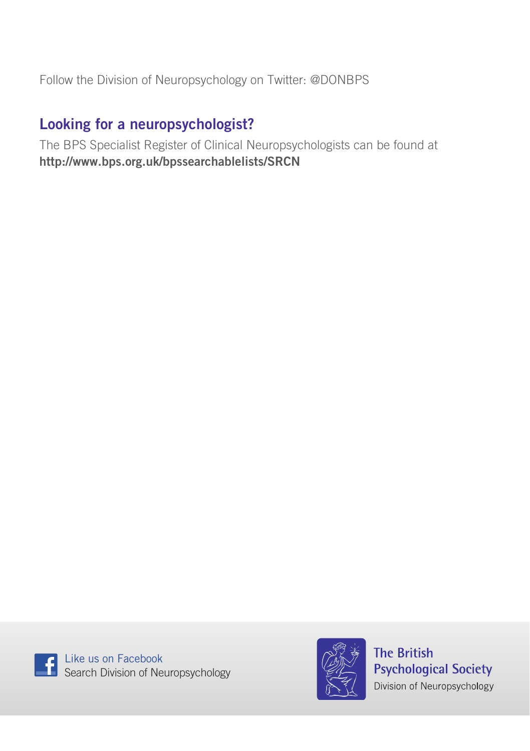Follow the Division of Neuropsychology on Twitter: @DONBPS

## Looking for a neuropsychologist?

The BPS Specialist Register of Clinical Neuropsychologists can be found at **http://www.bps.org.uk/bpssearchablelists/SRCN**

Like us on Facebook
Search Division of Neuropsychology

The British Psychological Society
Division of Neuropsychology